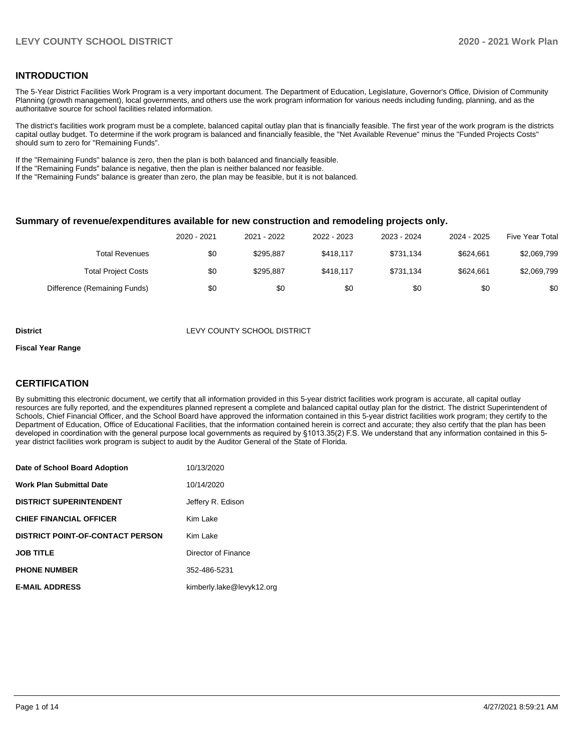## INTRODUCTION

The 5-Year District Facilities Work Program is a very important document. The Department of Education, Legislature, Governor's Office, Division of Community Planning (growth management), local governments, and others use the work program information for various needs including funding, planning, and as the authoritative source for school facilities related information.

The district's facilities work program must be a complete, balanced capital outlay plan that is financially feasible. The first year of the work program is the districts capital outlay budget. To determine if the work program is balanced and financially feasible, the "Net Available Revenue" minus the "Funded Projects Costs" should sum to zero for "Remaining Funds".

If the "Remaining Funds" balance is zero, then the plan is both balanced and financially feasible.
If the "Remaining Funds" balance is negative, then the plan is neither balanced nor feasible.
If the "Remaining Funds" balance is greater than zero, the plan may be feasible, but it is not balanced.

### Summary of revenue/expenditures available for new construction and remodeling projects only.

| | 2020 - 2021 | 2021 - 2022 | 2022 - 2023 | 2023 - 2024 | 2024 - 2025 | Five Year Total |
|---|---|---|---|---|---|---|
| Total Revenues | $0 | $295,887 | $418,117 | $731,134 | $624,661 | $2,069,799 |
| Total Project Costs | $0 | $295,887 | $418,117 | $731,134 | $624,661 | $2,069,799 |
| Difference (Remaining Funds) | $0 | $0 | $0 | $0 | $0 | $0 |

**District** LEVY COUNTY SCHOOL DISTRICT

**Fiscal Year Range**

## CERTIFICATION

By submitting this electronic document, we certify that all information provided in this 5-year district facilities work program is accurate, all capital outlay resources are fully reported, and the expenditures planned represent a complete and balanced capital outlay plan for the district. The district Superintendent of Schools, Chief Financial Officer, and the School Board have approved the information contained in this 5-year district facilities work program; they certify to the Department of Education, Office of Educational Facilities, that the information contained herein is correct and accurate; they also certify that the plan has been developed in coordination with the general purpose local governments as required by §1013.35(2) F.S. We understand that any information contained in this 5-year district facilities work program is subject to audit by the Auditor General of the State of Florida.

| | |
|---|---|
| **Date of School Board Adoption** | 10/13/2020 |
| **Work Plan Submittal Date** | 10/14/2020 |
| **DISTRICT SUPERINTENDENT** | Jeffery R. Edison |
| **CHIEF FINANCIAL OFFICER** | Kim Lake |
| **DISTRICT POINT-OF-CONTACT PERSON** | Kim Lake |
| **JOB TITLE** | Director of Finance |
| **PHONE NUMBER** | 352-486-5231 |
| **E-MAIL ADDRESS** | kimberly.lake@levyk12.org |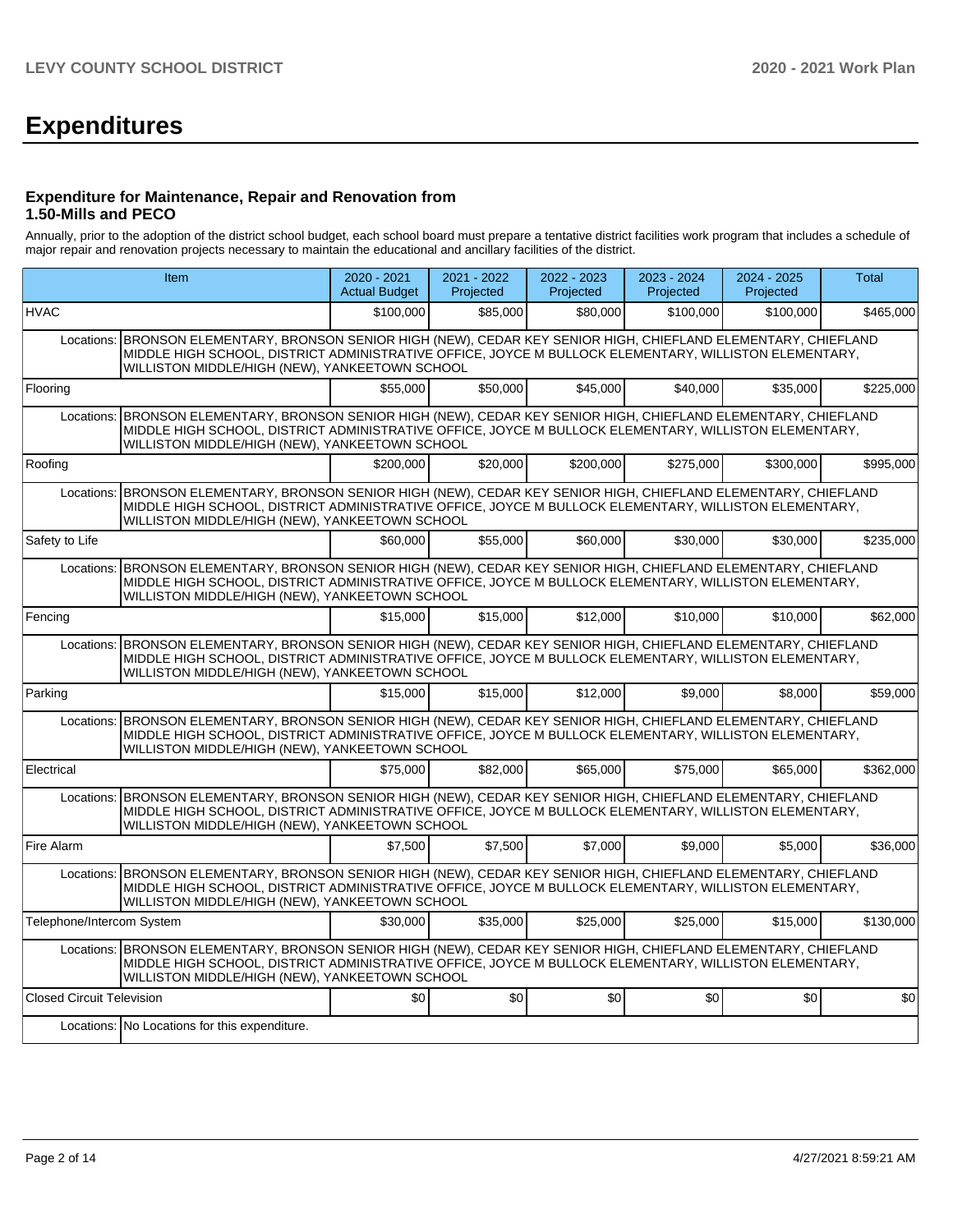# Expenditures

### Expenditure for Maintenance, Repair and Renovation from 1.50-Mills and PECO

Annually, prior to the adoption of the district school budget, each school board must prepare a tentative district facilities work program that includes a schedule of major repair and renovation projects necessary to maintain the educational and ancillary facilities of the district.

| Item | | 2020 - 2021 Actual Budget | 2021 - 2022 Projected | 2022 - 2023 Projected | 2023 - 2024 Projected | 2024 - 2025 Projected | Total |
|---|---|---|---|---|---|---|---|
| HVAC | | $100,000 | $85,000 | $80,000 | $100,000 | $100,000 | $465,000 |
| Locations: | BRONSON ELEMENTARY, BRONSON SENIOR HIGH (NEW), CEDAR KEY SENIOR HIGH, CHIEFLAND ELEMENTARY, CHIEFLAND MIDDLE HIGH SCHOOL, DISTRICT ADMINISTRATIVE OFFICE, JOYCE M BULLOCK ELEMENTARY, WILLISTON ELEMENTARY, WILLISTON MIDDLE/HIGH (NEW), YANKEETOWN SCHOOL | | | | | | |
| Flooring | | $55,000 | $50,000 | $45,000 | $40,000 | $35,000 | $225,000 |
| Locations: | BRONSON ELEMENTARY, BRONSON SENIOR HIGH (NEW), CEDAR KEY SENIOR HIGH, CHIEFLAND ELEMENTARY, CHIEFLAND MIDDLE HIGH SCHOOL, DISTRICT ADMINISTRATIVE OFFICE, JOYCE M BULLOCK ELEMENTARY, WILLISTON ELEMENTARY, WILLISTON MIDDLE/HIGH (NEW), YANKEETOWN SCHOOL | | | | | | |
| Roofing | | $200,000 | $20,000 | $200,000 | $275,000 | $300,000 | $995,000 |
| Locations: | BRONSON ELEMENTARY, BRONSON SENIOR HIGH (NEW), CEDAR KEY SENIOR HIGH, CHIEFLAND ELEMENTARY, CHIEFLAND MIDDLE HIGH SCHOOL, DISTRICT ADMINISTRATIVE OFFICE, JOYCE M BULLOCK ELEMENTARY, WILLISTON ELEMENTARY, WILLISTON MIDDLE/HIGH (NEW), YANKEETOWN SCHOOL | | | | | | |
| Safety to Life | | $60,000 | $55,000 | $60,000 | $30,000 | $30,000 | $235,000 |
| Locations: | BRONSON ELEMENTARY, BRONSON SENIOR HIGH (NEW), CEDAR KEY SENIOR HIGH, CHIEFLAND ELEMENTARY, CHIEFLAND MIDDLE HIGH SCHOOL, DISTRICT ADMINISTRATIVE OFFICE, JOYCE M BULLOCK ELEMENTARY, WILLISTON ELEMENTARY, WILLISTON MIDDLE/HIGH (NEW), YANKEETOWN SCHOOL | | | | | | |
| Fencing | | $15,000 | $15,000 | $12,000 | $10,000 | $10,000 | $62,000 |
| Locations: | BRONSON ELEMENTARY, BRONSON SENIOR HIGH (NEW), CEDAR KEY SENIOR HIGH, CHIEFLAND ELEMENTARY, CHIEFLAND MIDDLE HIGH SCHOOL, DISTRICT ADMINISTRATIVE OFFICE, JOYCE M BULLOCK ELEMENTARY, WILLISTON ELEMENTARY, WILLISTON MIDDLE/HIGH (NEW), YANKEETOWN SCHOOL | | | | | | |
| Parking | | $15,000 | $15,000 | $12,000 | $9,000 | $8,000 | $59,000 |
| Locations: | BRONSON ELEMENTARY, BRONSON SENIOR HIGH (NEW), CEDAR KEY SENIOR HIGH, CHIEFLAND ELEMENTARY, CHIEFLAND MIDDLE HIGH SCHOOL, DISTRICT ADMINISTRATIVE OFFICE, JOYCE M BULLOCK ELEMENTARY, WILLISTON ELEMENTARY, WILLISTON MIDDLE/HIGH (NEW), YANKEETOWN SCHOOL | | | | | | |
| Electrical | | $75,000 | $82,000 | $65,000 | $75,000 | $65,000 | $362,000 |
| Locations: | BRONSON ELEMENTARY, BRONSON SENIOR HIGH (NEW), CEDAR KEY SENIOR HIGH, CHIEFLAND ELEMENTARY, CHIEFLAND MIDDLE HIGH SCHOOL, DISTRICT ADMINISTRATIVE OFFICE, JOYCE M BULLOCK ELEMENTARY, WILLISTON ELEMENTARY, WILLISTON MIDDLE/HIGH (NEW), YANKEETOWN SCHOOL | | | | | | |
| Fire Alarm | | $7,500 | $7,500 | $7,000 | $9,000 | $5,000 | $36,000 |
| Locations: | BRONSON ELEMENTARY, BRONSON SENIOR HIGH (NEW), CEDAR KEY SENIOR HIGH, CHIEFLAND ELEMENTARY, CHIEFLAND MIDDLE HIGH SCHOOL, DISTRICT ADMINISTRATIVE OFFICE, JOYCE M BULLOCK ELEMENTARY, WILLISTON ELEMENTARY, WILLISTON MIDDLE/HIGH (NEW), YANKEETOWN SCHOOL | | | | | | |
| Telephone/Intercom System | | $30,000 | $35,000 | $25,000 | $25,000 | $15,000 | $130,000 |
| Locations: | BRONSON ELEMENTARY, BRONSON SENIOR HIGH (NEW), CEDAR KEY SENIOR HIGH, CHIEFLAND ELEMENTARY, CHIEFLAND MIDDLE HIGH SCHOOL, DISTRICT ADMINISTRATIVE OFFICE, JOYCE M BULLOCK ELEMENTARY, WILLISTON ELEMENTARY, WILLISTON MIDDLE/HIGH (NEW), YANKEETOWN SCHOOL | | | | | | |
| Closed Circuit Television | | $0 | $0 | $0 | $0 | $0 | $0 |
| Locations: | No Locations for this expenditure. | | | | | | |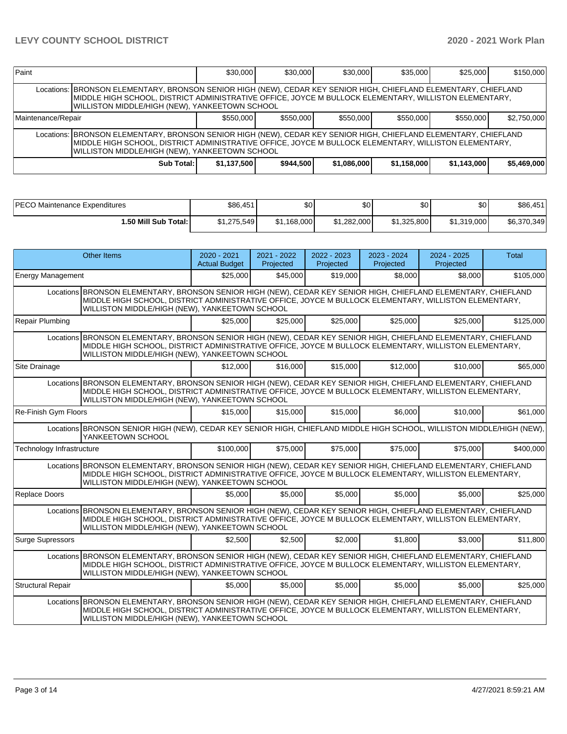| Paint | | $30,000 | $30,000 | $30,000 | $35,000 | $25,000 | $150,000 |
|---|---|---|---|---|---|---|---|
| | Locations: | BRONSON ELEMENTARY, BRONSON SENIOR HIGH (NEW), CEDAR KEY SENIOR HIGH, CHIEFLAND ELEMENTARY, CHIEFLAND MIDDLE HIGH SCHOOL, DISTRICT ADMINISTRATIVE OFFICE, JOYCE M BULLOCK ELEMENTARY, WILLISTON ELEMENTARY, WILLISTON MIDDLE/HIGH (NEW), YANKEETOWN SCHOOL | | | | | |
| Maintenance/Repair | | $550,000 | $550,000 | $550,000 | $550,000 | $550,000 | $2,750,000 |
| | Locations: | BRONSON ELEMENTARY, BRONSON SENIOR HIGH (NEW), CEDAR KEY SENIOR HIGH, CHIEFLAND ELEMENTARY, CHIEFLAND MIDDLE HIGH SCHOOL, DISTRICT ADMINISTRATIVE OFFICE, JOYCE M BULLOCK ELEMENTARY, WILLISTON ELEMENTARY, WILLISTON MIDDLE/HIGH (NEW), YANKEETOWN SCHOOL | | | | | |
| | **Sub Total:** | **$1,137,500** | **$944,500** | **$1,086,000** | **$1,158,000** | **$1,143,000** | **$5,469,000** |

| PECO Maintenance Expenditures | $86,451 | $0 | $0 | $0 | $0 | $86,451 |
|---|---|---|---|---|---|---|
| **1.50 Mill Sub Total:** | $1,275,549 | $1,168,000 | $1,282,000 | $1,325,800 | $1,319,000 | $6,370,349 |

| Other Items | | 2020 - 2021 Actual Budget | 2021 - 2022 Projected | 2022 - 2023 Projected | 2023 - 2024 Projected | 2024 - 2025 Projected | Total |
|---|---|---|---|---|---|---|---|
| Energy Management | | $25,000 | $45,000 | $19,000 | $8,000 | $8,000 | $105,000 |
| | Locations | BRONSON ELEMENTARY, BRONSON SENIOR HIGH (NEW), CEDAR KEY SENIOR HIGH, CHIEFLAND ELEMENTARY, CHIEFLAND MIDDLE HIGH SCHOOL, DISTRICT ADMINISTRATIVE OFFICE, JOYCE M BULLOCK ELEMENTARY, WILLISTON ELEMENTARY, WILLISTON MIDDLE/HIGH (NEW), YANKEETOWN SCHOOL | | | | | |
| Repair Plumbing | | $25,000 | $25,000 | $25,000 | $25,000 | $25,000 | $125,000 |
| | Locations | BRONSON ELEMENTARY, BRONSON SENIOR HIGH (NEW), CEDAR KEY SENIOR HIGH, CHIEFLAND ELEMENTARY, CHIEFLAND MIDDLE HIGH SCHOOL, DISTRICT ADMINISTRATIVE OFFICE, JOYCE M BULLOCK ELEMENTARY, WILLISTON ELEMENTARY, WILLISTON MIDDLE/HIGH (NEW), YANKEETOWN SCHOOL | | | | | |
| Site Drainage | | $12,000 | $16,000 | $15,000 | $12,000 | $10,000 | $65,000 |
| | Locations | BRONSON ELEMENTARY, BRONSON SENIOR HIGH (NEW), CEDAR KEY SENIOR HIGH, CHIEFLAND ELEMENTARY, CHIEFLAND MIDDLE HIGH SCHOOL, DISTRICT ADMINISTRATIVE OFFICE, JOYCE M BULLOCK ELEMENTARY, WILLISTON ELEMENTARY, WILLISTON MIDDLE/HIGH (NEW), YANKEETOWN SCHOOL | | | | | |
| Re-Finish Gym Floors | | $15,000 | $15,000 | $15,000 | $6,000 | $10,000 | $61,000 |
| | Locations | BRONSON SENIOR HIGH (NEW), CEDAR KEY SENIOR HIGH, CHIEFLAND MIDDLE HIGH SCHOOL, WILLISTON MIDDLE/HIGH (NEW), YANKEETOWN SCHOOL | | | | | |
| Technology Infrastructure | | $100,000 | $75,000 | $75,000 | $75,000 | $75,000 | $400,000 |
| | Locations | BRONSON ELEMENTARY, BRONSON SENIOR HIGH (NEW), CEDAR KEY SENIOR HIGH, CHIEFLAND ELEMENTARY, CHIEFLAND MIDDLE HIGH SCHOOL, DISTRICT ADMINISTRATIVE OFFICE, JOYCE M BULLOCK ELEMENTARY, WILLISTON ELEMENTARY, WILLISTON MIDDLE/HIGH (NEW), YANKEETOWN SCHOOL | | | | | |
| Replace Doors | | $5,000 | $5,000 | $5,000 | $5,000 | $5,000 | $25,000 |
| | Locations | BRONSON ELEMENTARY, BRONSON SENIOR HIGH (NEW), CEDAR KEY SENIOR HIGH, CHIEFLAND ELEMENTARY, CHIEFLAND MIDDLE HIGH SCHOOL, DISTRICT ADMINISTRATIVE OFFICE, JOYCE M BULLOCK ELEMENTARY, WILLISTON ELEMENTARY, WILLISTON MIDDLE/HIGH (NEW), YANKEETOWN SCHOOL | | | | | |
| Surge Supressors | | $2,500 | $2,500 | $2,000 | $1,800 | $3,000 | $11,800 |
| | Locations | BRONSON ELEMENTARY, BRONSON SENIOR HIGH (NEW), CEDAR KEY SENIOR HIGH, CHIEFLAND ELEMENTARY, CHIEFLAND MIDDLE HIGH SCHOOL, DISTRICT ADMINISTRATIVE OFFICE, JOYCE M BULLOCK ELEMENTARY, WILLISTON ELEMENTARY, WILLISTON MIDDLE/HIGH (NEW), YANKEETOWN SCHOOL | | | | | |
| Structural Repair | | $5,000 | $5,000 | $5,000 | $5,000 | $5,000 | $25,000 |
| | Locations | BRONSON ELEMENTARY, BRONSON SENIOR HIGH (NEW), CEDAR KEY SENIOR HIGH, CHIEFLAND ELEMENTARY, CHIEFLAND MIDDLE HIGH SCHOOL, DISTRICT ADMINISTRATIVE OFFICE, JOYCE M BULLOCK ELEMENTARY, WILLISTON ELEMENTARY, WILLISTON MIDDLE/HIGH (NEW), YANKEETOWN SCHOOL | | | | | |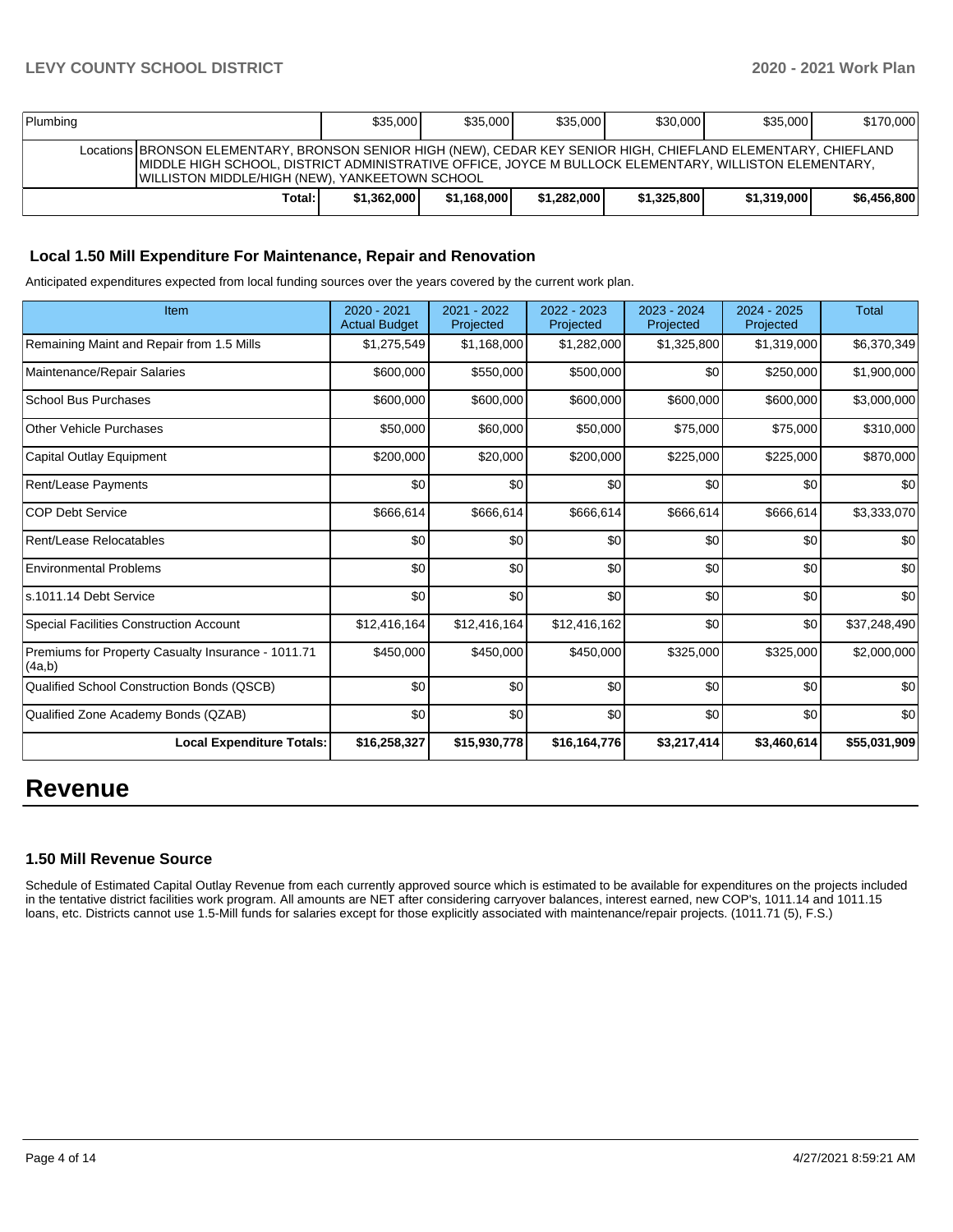| Plumbing | | $35,000 | $35,000 | $35,000 | $30,000 | $35,000 | $170,000 |
|---|---|---|---|---|---|---|---|
| | Locations | BRONSON ELEMENTARY, BRONSON SENIOR HIGH (NEW), CEDAR KEY SENIOR HIGH, CHIEFLAND ELEMENTARY, CHIEFLAND MIDDLE HIGH SCHOOL, DISTRICT ADMINISTRATIVE OFFICE, JOYCE M BULLOCK ELEMENTARY, WILLISTON ELEMENTARY, WILLISTON MIDDLE/HIGH (NEW), YANKEETOWN SCHOOL | | | | | |
| | **Total:** | **$1,362,000** | **$1,168,000** | **$1,282,000** | **$1,325,800** | **$1,319,000** | **$6,456,800** |

### Local 1.50 Mill Expenditure For Maintenance, Repair and Renovation

Anticipated expenditures expected from local funding sources over the years covered by the current work plan.

| Item | 2020 - 2021 Actual Budget | 2021 - 2022 Projected | 2022 - 2023 Projected | 2023 - 2024 Projected | 2024 - 2025 Projected | Total |
|---|---|---|---|---|---|---|
| Remaining Maint and Repair from 1.5 Mills | $1,275,549 | $1,168,000 | $1,282,000 | $1,325,800 | $1,319,000 | $6,370,349 |
| Maintenance/Repair Salaries | $600,000 | $550,000 | $500,000 | $0 | $250,000 | $1,900,000 |
| School Bus Purchases | $600,000 | $600,000 | $600,000 | $600,000 | $600,000 | $3,000,000 |
| Other Vehicle Purchases | $50,000 | $60,000 | $50,000 | $75,000 | $75,000 | $310,000 |
| Capital Outlay Equipment | $200,000 | $20,000 | $200,000 | $225,000 | $225,000 | $870,000 |
| Rent/Lease Payments | $0 | $0 | $0 | $0 | $0 | $0 |
| COP Debt Service | $666,614 | $666,614 | $666,614 | $666,614 | $666,614 | $3,333,070 |
| Rent/Lease Relocatables | $0 | $0 | $0 | $0 | $0 | $0 |
| Environmental Problems | $0 | $0 | $0 | $0 | $0 | $0 |
| s.1011.14 Debt Service | $0 | $0 | $0 | $0 | $0 | $0 |
| Special Facilities Construction Account | $12,416,164 | $12,416,164 | $12,416,162 | $0 | $0 | $37,248,490 |
| Premiums for Property Casualty Insurance - 1011.71 (4a,b) | $450,000 | $450,000 | $450,000 | $325,000 | $325,000 | $2,000,000 |
| Qualified School Construction Bonds (QSCB) | $0 | $0 | $0 | $0 | $0 | $0 |
| Qualified Zone Academy Bonds (QZAB) | $0 | $0 | $0 | $0 | $0 | $0 |
| **Local Expenditure Totals:** | **$16,258,327** | **$15,930,778** | **$16,164,776** | **$3,217,414** | **$3,460,614** | **$55,031,909** |

# Revenue

### 1.50 Mill Revenue Source

Schedule of Estimated Capital Outlay Revenue from each currently approved source which is estimated to be available for expenditures on the projects included in the tentative district facilities work program. All amounts are NET after considering carryover balances, interest earned, new COP's, 1011.14 and 1011.15 loans, etc. Districts cannot use 1.5-Mill funds for salaries except for those explicitly associated with maintenance/repair projects. (1011.71 (5), F.S.)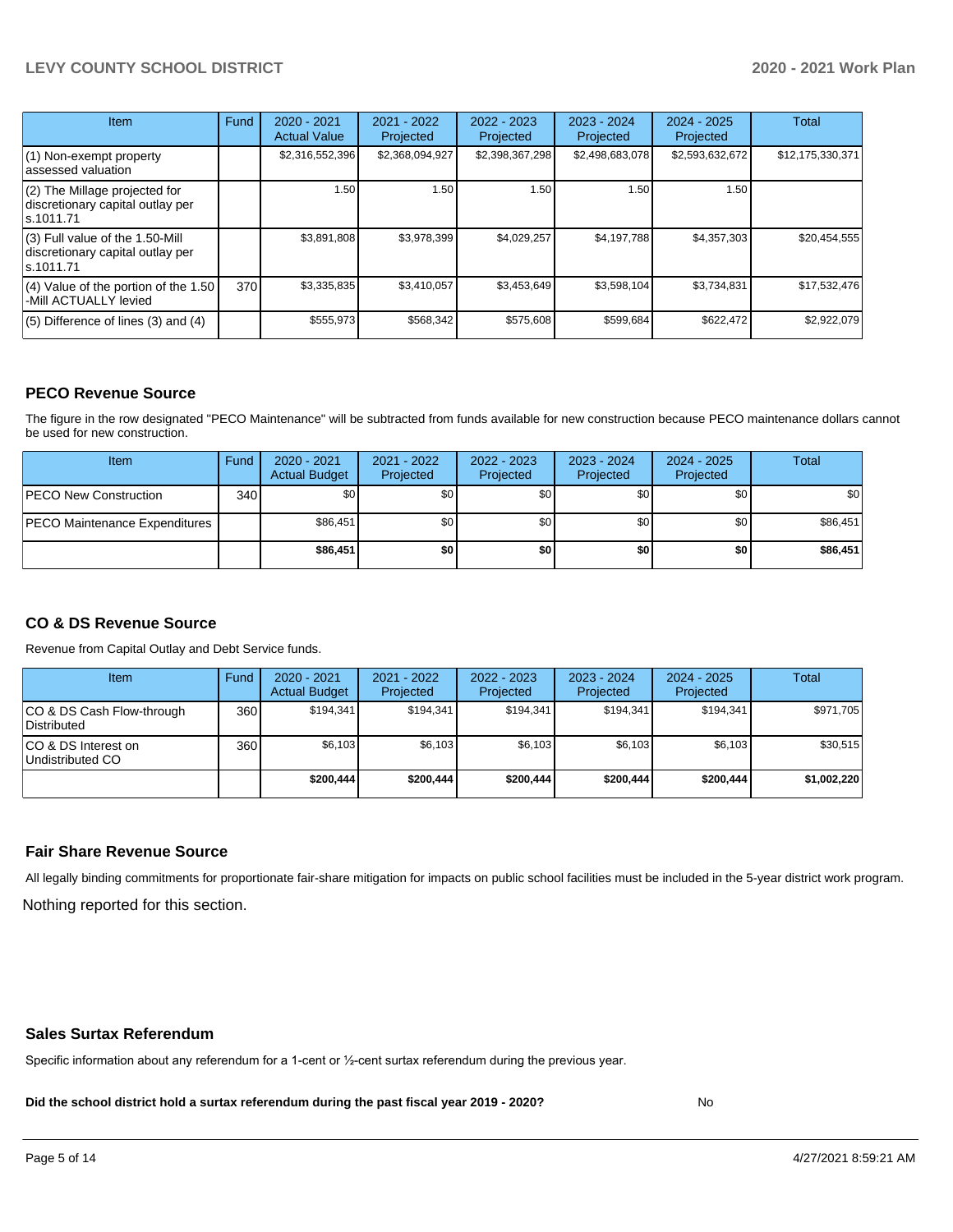| Item | Fund | 2020 - 2021 Actual Value | 2021 - 2022 Projected | 2022 - 2023 Projected | 2023 - 2024 Projected | 2024 - 2025 Projected | Total |
|---|---|---|---|---|---|---|---|
| (1) Non-exempt property assessed valuation | | $2,316,552,396 | $2,368,094,927 | $2,398,367,298 | $2,498,683,078 | $2,593,632,672 | $12,175,330,371 |
| (2) The Millage projected for discretionary capital outlay per s.1011.71 | | 1.50 | 1.50 | 1.50 | 1.50 | 1.50 | |
| (3) Full value of the 1.50-Mill discretionary capital outlay per s.1011.71 | | $3,891,808 | $3,978,399 | $4,029,257 | $4,197,788 | $4,357,303 | $20,454,555 |
| (4) Value of the portion of the 1.50 -Mill ACTUALLY levied | 370 | $3,335,835 | $3,410,057 | $3,453,649 | $3,598,104 | $3,734,831 | $17,532,476 |
| (5) Difference of lines (3) and (4) | | $555,973 | $568,342 | $575,608 | $599,684 | $622,472 | $2,922,079 |

## PECO Revenue Source

The figure in the row designated "PECO Maintenance" will be subtracted from funds available for new construction because PECO maintenance dollars cannot be used for new construction.

| Item | Fund | 2020 - 2021 Actual Budget | 2021 - 2022 Projected | 2022 - 2023 Projected | 2023 - 2024 Projected | 2024 - 2025 Projected | Total |
|---|---|---|---|---|---|---|---|
| PECO New Construction | 340 | $0 | $0 | $0 | $0 | $0 | $0 |
| PECO Maintenance Expenditures | | $86,451 | $0 | $0 | $0 | $0 | $86,451 |
| | | **$86,451** | **$0** | **$0** | **$0** | **$0** | **$86,451** |

## CO & DS Revenue Source

Revenue from Capital Outlay and Debt Service funds.

| Item | Fund | 2020 - 2021 Actual Budget | 2021 - 2022 Projected | 2022 - 2023 Projected | 2023 - 2024 Projected | 2024 - 2025 Projected | Total |
|---|---|---|---|---|---|---|---|
| CO & DS Cash Flow-through Distributed | 360 | $194,341 | $194,341 | $194,341 | $194,341 | $194,341 | $971,705 |
| CO & DS Interest on Undistributed CO | 360 | $6,103 | $6,103 | $6,103 | $6,103 | $6,103 | $30,515 |
| | | **$200,444** | **$200,444** | **$200,444** | **$200,444** | **$200,444** | **$1,002,220** |

## Fair Share Revenue Source

All legally binding commitments for proportionate fair-share mitigation for impacts on public school facilities must be included in the 5-year district work program.

Nothing reported for this section.

## Sales Surtax Referendum

Specific information about any referendum for a 1-cent or ½-cent surtax referendum during the previous year.

**Did the school district hold a surtax referendum during the past fiscal year 2019 - 2020?** No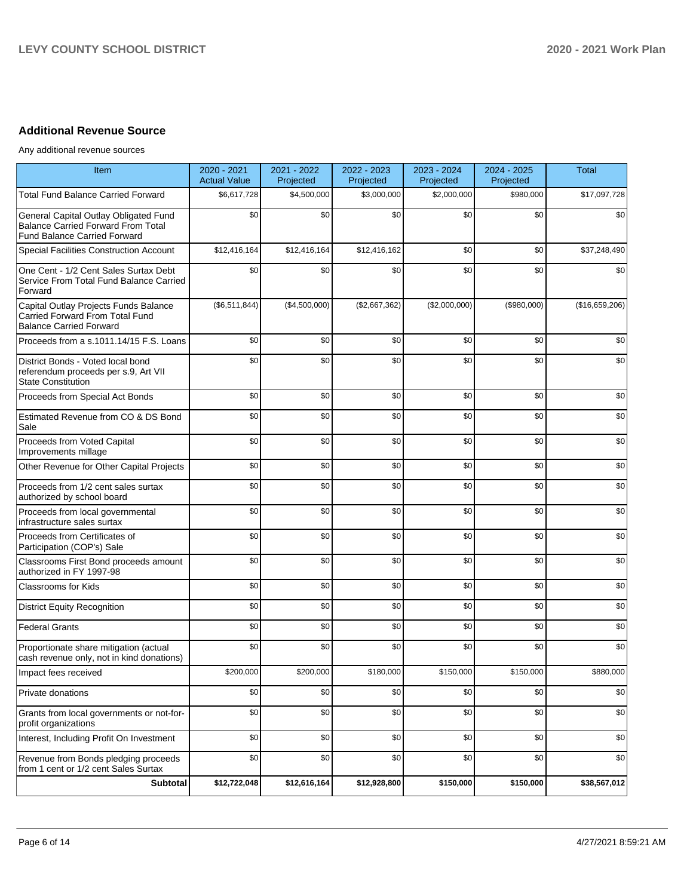## Additional Revenue Source

Any additional revenue sources

| Item | 2020 - 2021 Actual Value | 2021 - 2022 Projected | 2022 - 2023 Projected | 2023 - 2024 Projected | 2024 - 2025 Projected | Total |
|---|---|---|---|---|---|---|
| Total Fund Balance Carried Forward | $6,617,728 | $4,500,000 | $3,000,000 | $2,000,000 | $980,000 | $17,097,728 |
| General Capital Outlay Obligated Fund Balance Carried Forward From Total Fund Balance Carried Forward | $0 | $0 | $0 | $0 | $0 | $0 |
| Special Facilities Construction Account | $12,416,164 | $12,416,164 | $12,416,162 | $0 | $0 | $37,248,490 |
| One Cent - 1/2 Cent Sales Surtax Debt Service From Total Fund Balance Carried Forward | $0 | $0 | $0 | $0 | $0 | $0 |
| Capital Outlay Projects Funds Balance Carried Forward From Total Fund Balance Carried Forward | ($6,511,844) | ($4,500,000) | ($2,667,362) | ($2,000,000) | ($980,000) | ($16,659,206) |
| Proceeds from a s.1011.14/15 F.S. Loans | $0 | $0 | $0 | $0 | $0 | $0 |
| District Bonds - Voted local bond referendum proceeds per s.9, Art VII State Constitution | $0 | $0 | $0 | $0 | $0 | $0 |
| Proceeds from Special Act Bonds | $0 | $0 | $0 | $0 | $0 | $0 |
| Estimated Revenue from CO & DS Bond Sale | $0 | $0 | $0 | $0 | $0 | $0 |
| Proceeds from Voted Capital Improvements millage | $0 | $0 | $0 | $0 | $0 | $0 |
| Other Revenue for Other Capital Projects | $0 | $0 | $0 | $0 | $0 | $0 |
| Proceeds from 1/2 cent sales surtax authorized by school board | $0 | $0 | $0 | $0 | $0 | $0 |
| Proceeds from local governmental infrastructure sales surtax | $0 | $0 | $0 | $0 | $0 | $0 |
| Proceeds from Certificates of Participation (COP's) Sale | $0 | $0 | $0 | $0 | $0 | $0 |
| Classrooms First Bond proceeds amount authorized in FY 1997-98 | $0 | $0 | $0 | $0 | $0 | $0 |
| Classrooms for Kids | $0 | $0 | $0 | $0 | $0 | $0 |
| District Equity Recognition | $0 | $0 | $0 | $0 | $0 | $0 |
| Federal Grants | $0 | $0 | $0 | $0 | $0 | $0 |
| Proportionate share mitigation (actual cash revenue only, not in kind donations) | $0 | $0 | $0 | $0 | $0 | $0 |
| Impact fees received | $200,000 | $200,000 | $180,000 | $150,000 | $150,000 | $880,000 |
| Private donations | $0 | $0 | $0 | $0 | $0 | $0 |
| Grants from local governments or not-for-profit organizations | $0 | $0 | $0 | $0 | $0 | $0 |
| Interest, Including Profit On Investment | $0 | $0 | $0 | $0 | $0 | $0 |
| Revenue from Bonds pledging proceeds from 1 cent or 1/2 cent Sales Surtax | $0 | $0 | $0 | $0 | $0 | $0 |
| **Subtotal** | **$12,722,048** | **$12,616,164** | **$12,928,800** | **$150,000** | **$150,000** | **$38,567,012** |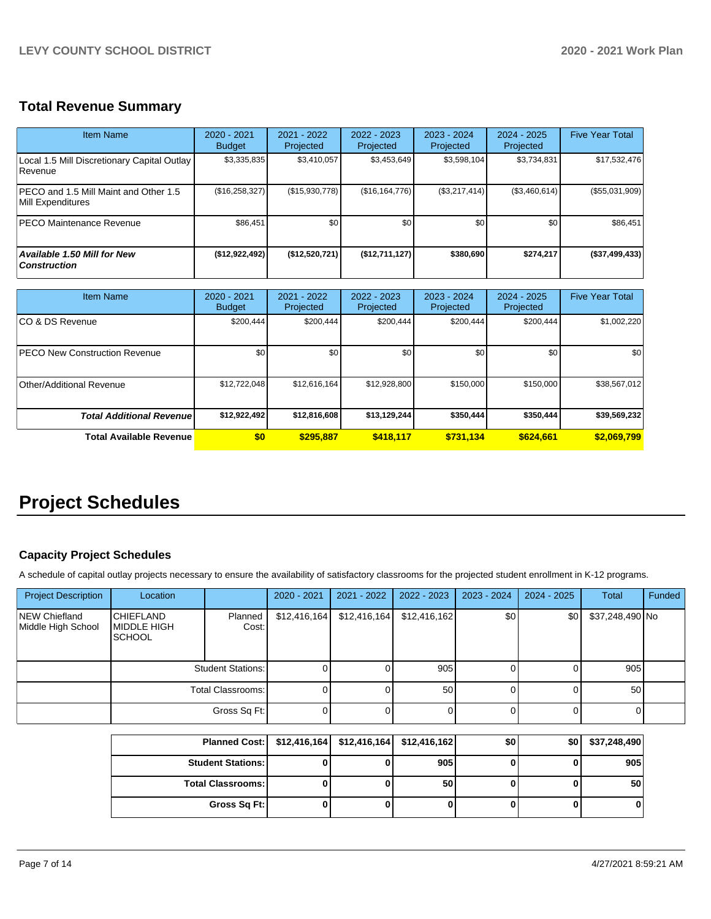## Total Revenue Summary

| Item Name | 2020 - 2021 Budget | 2021 - 2022 Projected | 2022 - 2023 Projected | 2023 - 2024 Projected | 2024 - 2025 Projected | Five Year Total |
|---|---|---|---|---|---|---|
| Local 1.5 Mill Discretionary Capital Outlay Revenue | $3,335,835 | $3,410,057 | $3,453,649 | $3,598,104 | $3,734,831 | $17,532,476 |
| PECO and 1.5 Mill Maint and Other 1.5 Mill Expenditures | ($16,258,327) | ($15,930,778) | ($16,164,776) | ($3,217,414) | ($3,460,614) | ($55,031,909) |
| PECO Maintenance Revenue | $86,451 | $0 | $0 | $0 | $0 | $86,451 |
| ***Available 1.50 Mill for New Construction*** | **($12,922,492)** | **($12,520,721)** | **($12,711,127)** | **$380,690** | **$274,217** | **($37,499,433)** |

| Item Name | 2020 - 2021 Budget | 2021 - 2022 Projected | 2022 - 2023 Projected | 2023 - 2024 Projected | 2024 - 2025 Projected | Five Year Total |
|---|---|---|---|---|---|---|
| CO & DS Revenue | $200,444 | $200,444 | $200,444 | $200,444 | $200,444 | $1,002,220 |
| PECO New Construction Revenue | $0 | $0 | $0 | $0 | $0 | $0 |
| Other/Additional Revenue | $12,722,048 | $12,616,164 | $12,928,800 | $150,000 | $150,000 | $38,567,012 |
| ***Total Additional Revenue*** | **$12,922,492** | **$12,816,608** | **$13,129,244** | **$350,444** | **$350,444** | **$39,569,232** |
| **Total Available Revenue** | **$0** | **$295,887** | **$418,117** | **$731,134** | **$624,661** | **$2,069,799** |

# Project Schedules

### Capacity Project Schedules

A schedule of capital outlay projects necessary to ensure the availability of satisfactory classrooms for the projected student enrollment in K-12 programs.

| Project Description | Location | | 2020 - 2021 | 2021 - 2022 | 2022 - 2023 | 2023 - 2024 | 2024 - 2025 | Total | Funded |
|---|---|---|---|---|---|---|---|---|---|
| NEW Chiefland Middle High School | CHIEFLAND MIDDLE HIGH SCHOOL | Planned Cost: | $12,416,164 | $12,416,164 | $12,416,162 | $0 | $0 | $37,248,490 | No |
| | | Student Stations: | 0 | 0 | 905 | 0 | 0 | 905 | |
| | | Total Classrooms: | 0 | 0 | 50 | 0 | 0 | 50 | |
| | | Gross Sq Ft: | 0 | 0 | 0 | 0 | 0 | 0 | |

| | 2020 - 2021 | 2021 - 2022 | 2022 - 2023 | 2023 - 2024 | 2024 - 2025 | Total |
|---|---|---|---|---|---|---|
| **Planned Cost:** | **$12,416,164** | **$12,416,164** | **$12,416,162** | **$0** | **$0** | **$37,248,490** |
| **Student Stations:** | **0** | **0** | **905** | **0** | **0** | **905** |
| **Total Classrooms:** | **0** | **0** | **50** | **0** | **0** | **50** |
| **Gross Sq Ft:** | **0** | **0** | **0** | **0** | **0** | **0** |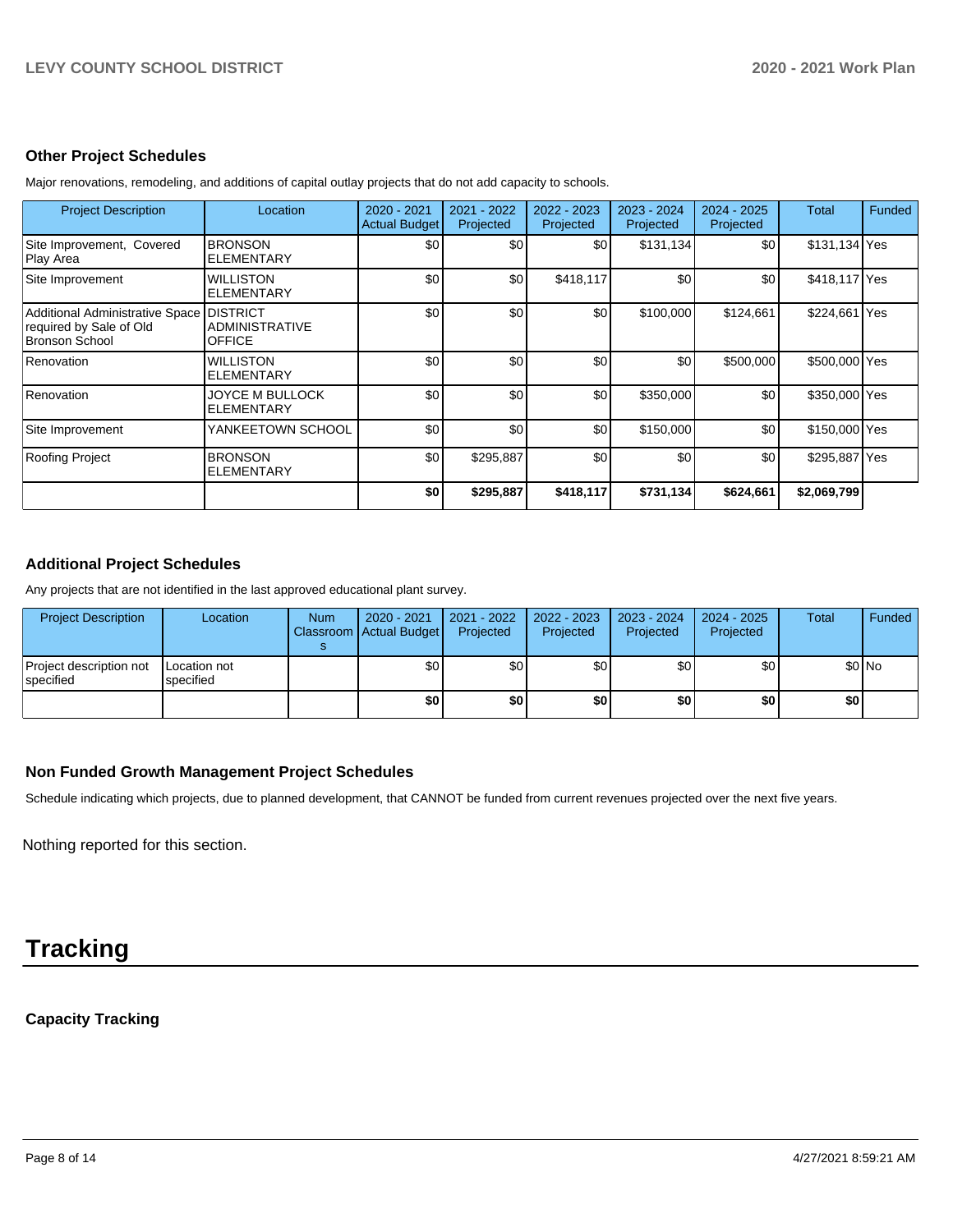### Other Project Schedules

Major renovations, remodeling, and additions of capital outlay projects that do not add capacity to schools.

| Project Description | Location | 2020 - 2021 Actual Budget | 2021 - 2022 Projected | 2022 - 2023 Projected | 2023 - 2024 Projected | 2024 - 2025 Projected | Total | Funded |
|---|---|---|---|---|---|---|---|---|
| Site Improvement, Covered Play Area | BRONSON ELEMENTARY | $0 | $0 | $0 | $131,134 | $0 | $131,134 | Yes |
| Site Improvement | WILLISTON ELEMENTARY | $0 | $0 | $418,117 | $0 | $0 | $418,117 | Yes |
| Additional Administrative Space required by Sale of Old Bronson School | DISTRICT ADMINISTRATIVE OFFICE | $0 | $0 | $0 | $100,000 | $124,661 | $224,661 | Yes |
| Renovation | WILLISTON ELEMENTARY | $0 | $0 | $0 | $0 | $500,000 | $500,000 | Yes |
| Renovation | JOYCE M BULLOCK ELEMENTARY | $0 | $0 | $0 | $350,000 | $0 | $350,000 | Yes |
| Site Improvement | YANKEETOWN SCHOOL | $0 | $0 | $0 | $150,000 | $0 | $150,000 | Yes |
| Roofing Project | BRONSON ELEMENTARY | $0 | $295,887 | $0 | $0 | $0 | $295,887 | Yes |
| | | **$0** | **$295,887** | **$418,117** | **$731,134** | **$624,661** | **$2,069,799** | |

### Additional Project Schedules

Any projects that are not identified in the last approved educational plant survey.

| Project Description | Location | Num Classrooms | 2020 - 2021 Actual Budget | 2021 - 2022 Projected | 2022 - 2023 Projected | 2023 - 2024 Projected | 2024 - 2025 Projected | Total | Funded |
|---|---|---|---|---|---|---|---|---|---|
| Project description not specified | Location not specified | | $0 | $0 | $0 | $0 | $0 | $0 | No |
| | | | **$0** | **$0** | **$0** | **$0** | **$0** | **$0** | |

### Non Funded Growth Management Project Schedules

Schedule indicating which projects, due to planned development, that CANNOT be funded from current revenues projected over the next five years.

Nothing reported for this section.

# Tracking

### Capacity Tracking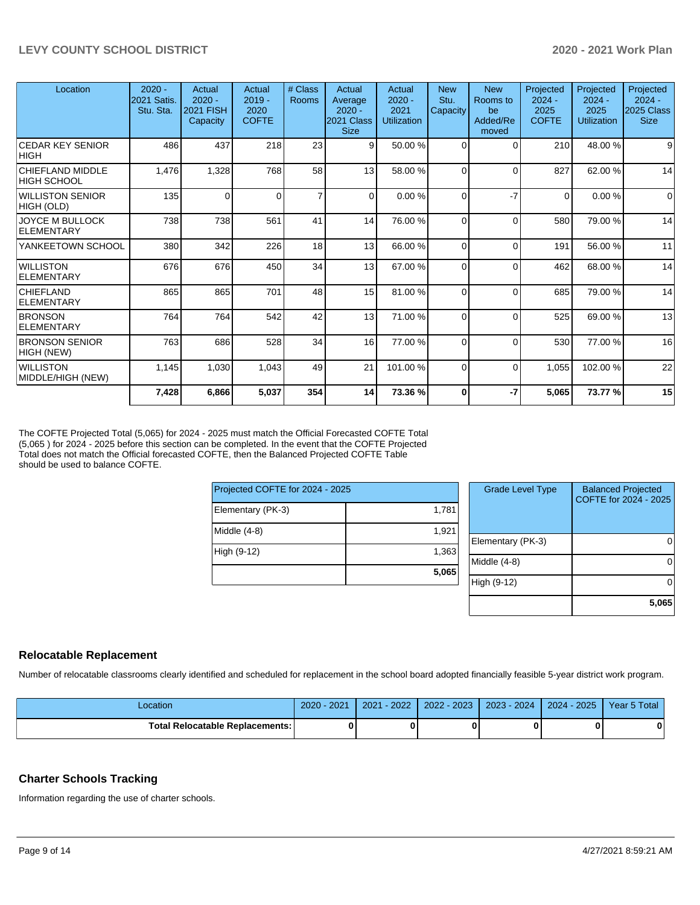| Location | 2020 - 2021 Satis. Stu. Sta. | Actual 2020 - 2021 FISH Capacity | Actual 2019 - 2020 COFTE | # Class Rooms | Actual Average 2020 - 2021 Class Size | Actual 2020 - 2021 Utilization | New Stu. Capacity | New Rooms to be Added/Removed | Projected 2024 - 2025 COFTE | Projected 2024 - 2025 Utilization | Projected 2024 - 2025 Class Size |
|---|---|---|---|---|---|---|---|---|---|---|---|
| CEDAR KEY SENIOR HIGH | 486 | 437 | 218 | 23 | 9 | 50.00 % | 0 | 0 | 210 | 48.00 % | 9 |
| CHIEFLAND MIDDLE HIGH SCHOOL | 1,476 | 1,328 | 768 | 58 | 13 | 58.00 % | 0 | 0 | 827 | 62.00 % | 14 |
| WILLISTON SENIOR HIGH (OLD) | 135 | 0 | 0 | 7 | 0 | 0.00 % | 0 | -7 | 0 | 0.00 % | 0 |
| JOYCE M BULLOCK ELEMENTARY | 738 | 738 | 561 | 41 | 14 | 76.00 % | 0 | 0 | 580 | 79.00 % | 14 |
| YANKEETOWN SCHOOL | 380 | 342 | 226 | 18 | 13 | 66.00 % | 0 | 0 | 191 | 56.00 % | 11 |
| WILLISTON ELEMENTARY | 676 | 676 | 450 | 34 | 13 | 67.00 % | 0 | 0 | 462 | 68.00 % | 14 |
| CHIEFLAND ELEMENTARY | 865 | 865 | 701 | 48 | 15 | 81.00 % | 0 | 0 | 685 | 79.00 % | 14 |
| BRONSON ELEMENTARY | 764 | 764 | 542 | 42 | 13 | 71.00 % | 0 | 0 | 525 | 69.00 % | 13 |
| BRONSON SENIOR HIGH (NEW) | 763 | 686 | 528 | 34 | 16 | 77.00 % | 0 | 0 | 530 | 77.00 % | 16 |
| WILLISTON MIDDLE/HIGH (NEW) | 1,145 | 1,030 | 1,043 | 49 | 21 | 101.00 % | 0 | 0 | 1,055 | 102.00 % | 22 |
| | **7,428** | **6,866** | **5,037** | **354** | **14** | **73.36 %** | **0** | **-7** | **5,065** | **73.77 %** | **15** |

The COFTE Projected Total (5,065) for 2024 - 2025 must match the Official Forecasted COFTE Total (5,065 ) for 2024 - 2025 before this section can be completed. In the event that the COFTE Projected Total does not match the Official forecasted COFTE, then the Balanced Projected COFTE Table should be used to balance COFTE.

| Projected COFTE for 2024 - 2025 | |
|---|---|
| Elementary (PK-3) | 1,781 |
| Middle (4-8) | 1,921 |
| High (9-12) | 1,363 |
| | **5,065** |

| Grade Level Type | Balanced Projected COFTE for 2024 - 2025 |
|---|---|
| Elementary (PK-3) | 0 |
| Middle (4-8) | 0 |
| High (9-12) | 0 |
| | **5,065** |

## Relocatable Replacement

Number of relocatable classrooms clearly identified and scheduled for replacement in the school board adopted financially feasible 5-year district work program.

| Location | 2020 - 2021 | 2021 - 2022 | 2022 - 2023 | 2023 - 2024 | 2024 - 2025 | Year 5 Total |
|---|---|---|---|---|---|---|
| **Total Relocatable Replacements:** | **0** | **0** | **0** | **0** | **0** | **0** |

## Charter Schools Tracking

Information regarding the use of charter schools.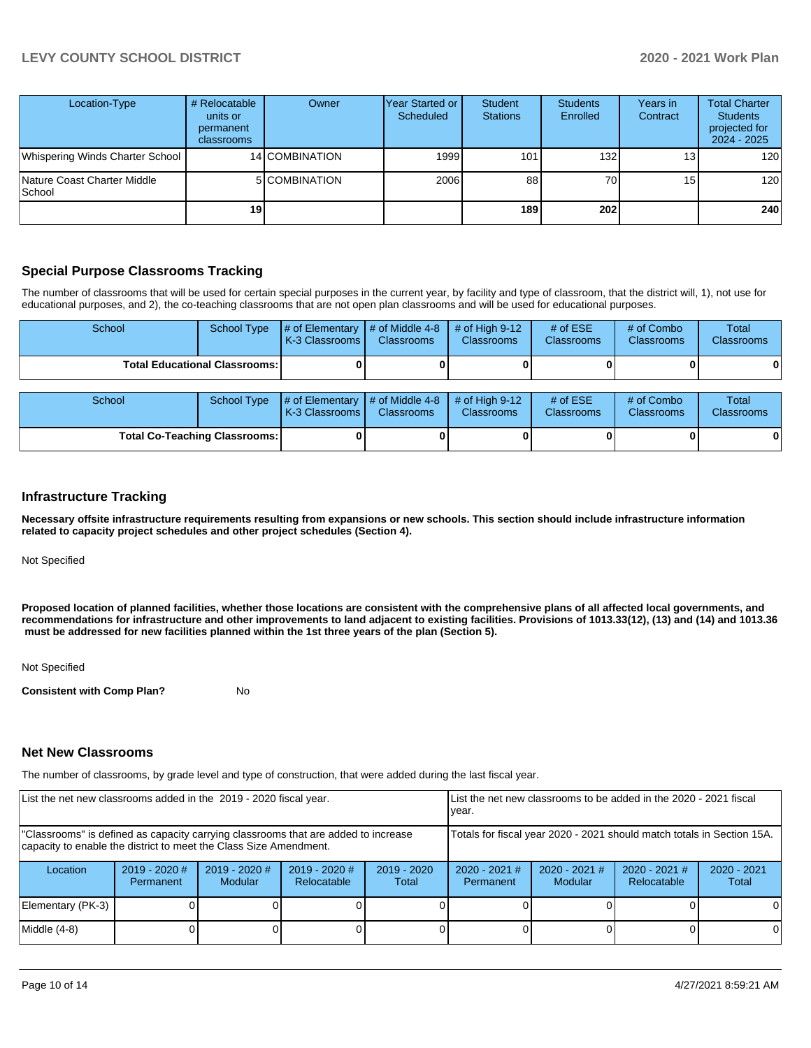| Location-Type | # Relocatable units or permanent classrooms | Owner | Year Started or Scheduled | Student Stations | Students Enrolled | Years in Contract | Total Charter Students projected for 2024 - 2025 |
|---|---|---|---|---|---|---|---|
| Whispering Winds Charter School | 14 | COMBINATION | 1999 | 101 | 132 | 13 | 120 |
| Nature Coast Charter Middle School | 5 | COMBINATION | 2006 | 88 | 70 | 15 | 120 |
| | **19** | | | **189** | **202** | | **240** |

## Special Purpose Classrooms Tracking

The number of classrooms that will be used for certain special purposes in the current year, by facility and type of classroom, that the district will, 1), not use for educational purposes, and 2), the co-teaching classrooms that are not open plan classrooms and will be used for educational purposes.

| School | School Type | # of Elementary K-3 Classrooms | # of Middle 4-8 Classrooms | # of High 9-12 Classrooms | # of ESE Classrooms | # of Combo Classrooms | Total Classrooms |
|---|---|---|---|---|---|---|---|
| **Total Educational Classrooms:** | | **0** | **0** | **0** | **0** | **0** | **0** |

| School | School Type | # of Elementary K-3 Classrooms | # of Middle 4-8 Classrooms | # of High 9-12 Classrooms | # of ESE Classrooms | # of Combo Classrooms | Total Classrooms |
|---|---|---|---|---|---|---|---|
| **Total Co-Teaching Classrooms:** | | **0** | **0** | **0** | **0** | **0** | **0** |

## Infrastructure Tracking

**Necessary offsite infrastructure requirements resulting from expansions or new schools. This section should include infrastructure information related to capacity project schedules and other project schedules (Section 4).**

Not Specified

**Proposed location of planned facilities, whether those locations are consistent with the comprehensive plans of all affected local governments, and recommendations for infrastructure and other improvements to land adjacent to existing facilities. Provisions of 1013.33(12), (13) and (14) and 1013.36 must be addressed for new facilities planned within the 1st three years of the plan (Section 5).**

Not Specified

**Consistent with Comp Plan?** No

## Net New Classrooms

The number of classrooms, by grade level and type of construction, that were added during the last fiscal year.

| List the net new classrooms added in the 2019 - 2020 fiscal year. | | | | List the net new classrooms to be added in the 2020 - 2021 fiscal year. | | | |
|---|---|---|---|---|---|---|---|
| "Classrooms" is defined as capacity carrying classrooms that are added to increase capacity to enable the district to meet the Class Size Amendment. | | | | Totals for fiscal year 2020 - 2021 should match totals in Section 15A. | | | |
| Location | 2019 - 2020 # Permanent | 2019 - 2020 # Modular | 2019 - 2020 # Relocatable | 2019 - 2020 Total | 2020 - 2021 # Permanent | 2020 - 2021 # Modular | 2020 - 2021 # Relocatable | 2020 - 2021 Total |
| Elementary (PK-3) | 0 | 0 | 0 | 0 | 0 | 0 | 0 | 0 |
| Middle (4-8) | 0 | 0 | 0 | 0 | 0 | 0 | 0 | 0 |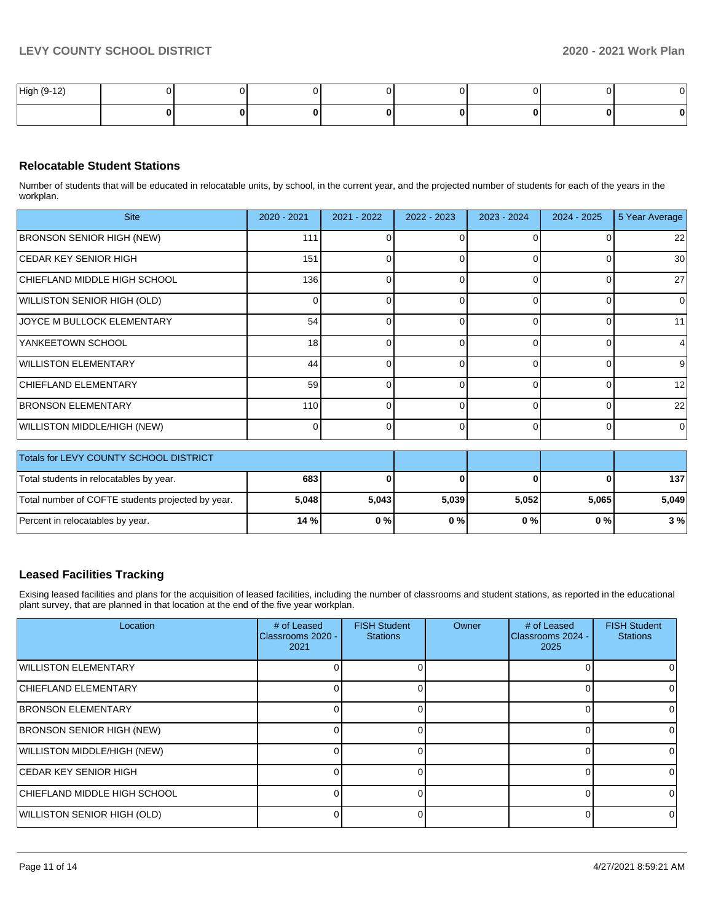| High (9-12) | 0 | 0 | 0 | 0 | 0 | 0 | 0 | 0 |
|---|---|---|---|---|---|---|---|---|
| | **0** | **0** | **0** | **0** | **0** | **0** | **0** | **0** |

### Relocatable Student Stations

Number of students that will be educated in relocatable units, by school, in the current year, and the projected number of students for each of the years in the workplan.

| Site | 2020 - 2021 | 2021 - 2022 | 2022 - 2023 | 2023 - 2024 | 2024 - 2025 | 5 Year Average |
|---|---|---|---|---|---|---|
| BRONSON SENIOR HIGH (NEW) | 111 | 0 | 0 | 0 | 0 | 22 |
| CEDAR KEY SENIOR HIGH | 151 | 0 | 0 | 0 | 0 | 30 |
| CHIEFLAND MIDDLE HIGH SCHOOL | 136 | 0 | 0 | 0 | 0 | 27 |
| WILLISTON SENIOR HIGH (OLD) | 0 | 0 | 0 | 0 | 0 | 0 |
| JOYCE M BULLOCK ELEMENTARY | 54 | 0 | 0 | 0 | 0 | 11 |
| YANKEETOWN SCHOOL | 18 | 0 | 0 | 0 | 0 | 4 |
| WILLISTON ELEMENTARY | 44 | 0 | 0 | 0 | 0 | 9 |
| CHIEFLAND ELEMENTARY | 59 | 0 | 0 | 0 | 0 | 12 |
| BRONSON ELEMENTARY | 110 | 0 | 0 | 0 | 0 | 22 |
| WILLISTON MIDDLE/HIGH (NEW) | 0 | 0 | 0 | 0 | 0 | 0 |

| Totals for LEVY COUNTY SCHOOL DISTRICT | | | | | | |
|---|---|---|---|---|---|---|
| Total students in relocatables by year. | **683** | **0** | **0** | **0** | **0** | **137** |
| Total number of COFTE students projected by year. | **5,048** | **5,043** | **5,039** | **5,052** | **5,065** | **5,049** |
| Percent in relocatables by year. | **14 %** | **0 %** | **0 %** | **0 %** | **0 %** | **3 %** |

### Leased Facilities Tracking

Exising leased facilities and plans for the acquisition of leased facilities, including the number of classrooms and student stations, as reported in the educational plant survey, that are planned in that location at the end of the five year workplan.

| Location | # of Leased Classrooms 2020 - 2021 | FISH Student Stations | Owner | # of Leased Classrooms 2024 - 2025 | FISH Student Stations |
|---|---|---|---|---|---|
| WILLISTON ELEMENTARY | 0 | 0 | | 0 | 0 |
| CHIEFLAND ELEMENTARY | 0 | 0 | | 0 | 0 |
| BRONSON ELEMENTARY | 0 | 0 | | 0 | 0 |
| BRONSON SENIOR HIGH (NEW) | 0 | 0 | | 0 | 0 |
| WILLISTON MIDDLE/HIGH (NEW) | 0 | 0 | | 0 | 0 |
| CEDAR KEY SENIOR HIGH | 0 | 0 | | 0 | 0 |
| CHIEFLAND MIDDLE HIGH SCHOOL | 0 | 0 | | 0 | 0 |
| WILLISTON SENIOR HIGH (OLD) | 0 | 0 | | 0 | 0 |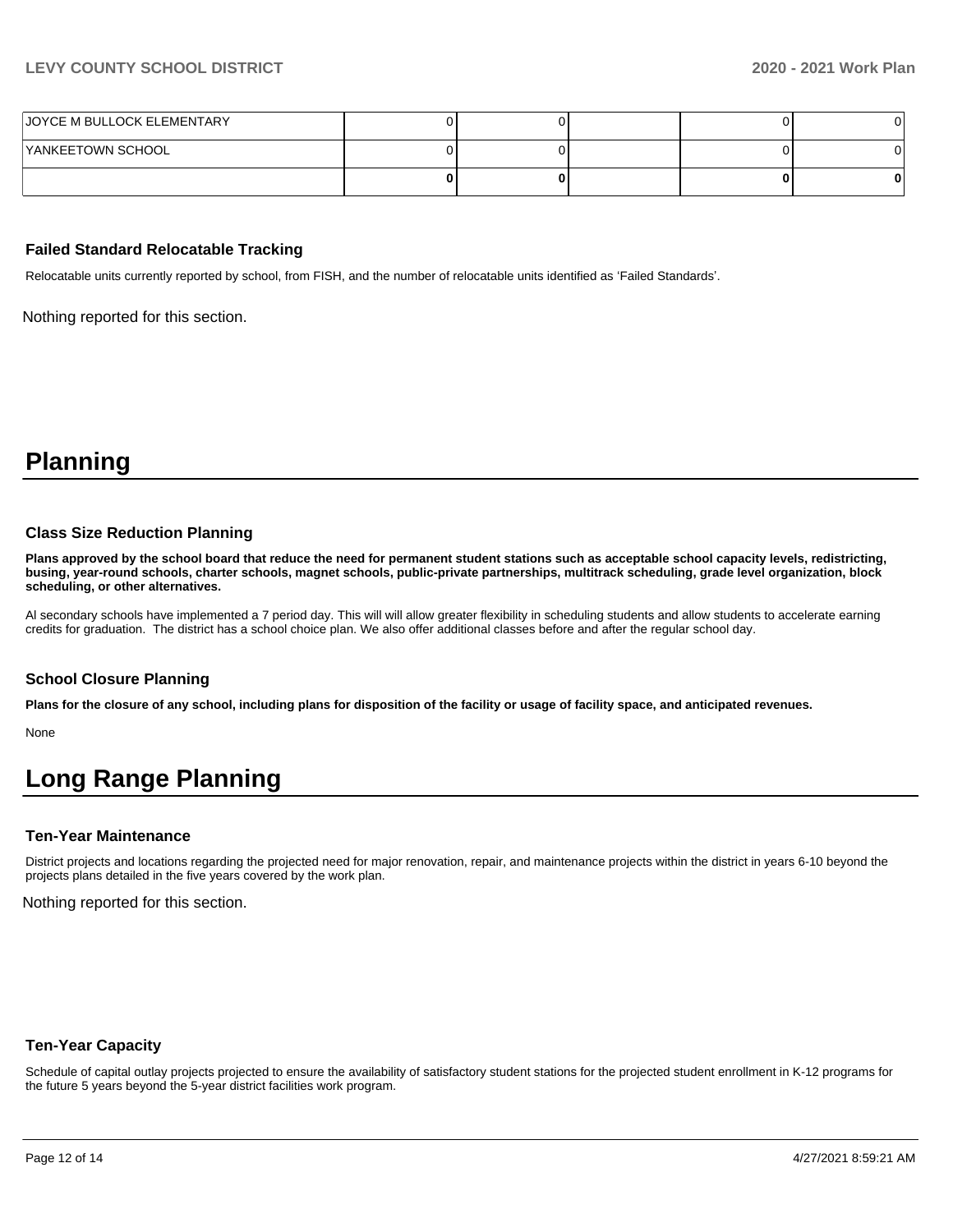| | | | | | |
|---|---|---|---|---|---|
| JOYCE M BULLOCK ELEMENTARY | 0 | 0 | | 0 | 0 |
| YANKEETOWN SCHOOL | 0 | 0 | | 0 | 0 |
| | **0** | **0** | | **0** | **0** |

### Failed Standard Relocatable Tracking

Relocatable units currently reported by school, from FISH, and the number of relocatable units identified as 'Failed Standards'.

Nothing reported for this section.

# Planning

### Class Size Reduction Planning

**Plans approved by the school board that reduce the need for permanent student stations such as acceptable school capacity levels, redistricting, busing, year-round schools, charter schools, magnet schools, public-private partnerships, multitrack scheduling, grade level organization, block scheduling, or other alternatives.**

Al secondary schools have implemented a 7 period day. This will will allow greater flexibility in scheduling students and allow students to accelerate earning credits for graduation. The district has a school choice plan. We also offer additional classes before and after the regular school day.

### School Closure Planning

**Plans for the closure of any school, including plans for disposition of the facility or usage of facility space, and anticipated revenues.**

None

# Long Range Planning

### Ten-Year Maintenance

District projects and locations regarding the projected need for major renovation, repair, and maintenance projects within the district in years 6-10 beyond the projects plans detailed in the five years covered by the work plan.

Nothing reported for this section.

### Ten-Year Capacity

Schedule of capital outlay projects projected to ensure the availability of satisfactory student stations for the projected student enrollment in K-12 programs for the future 5 years beyond the 5-year district facilities work program.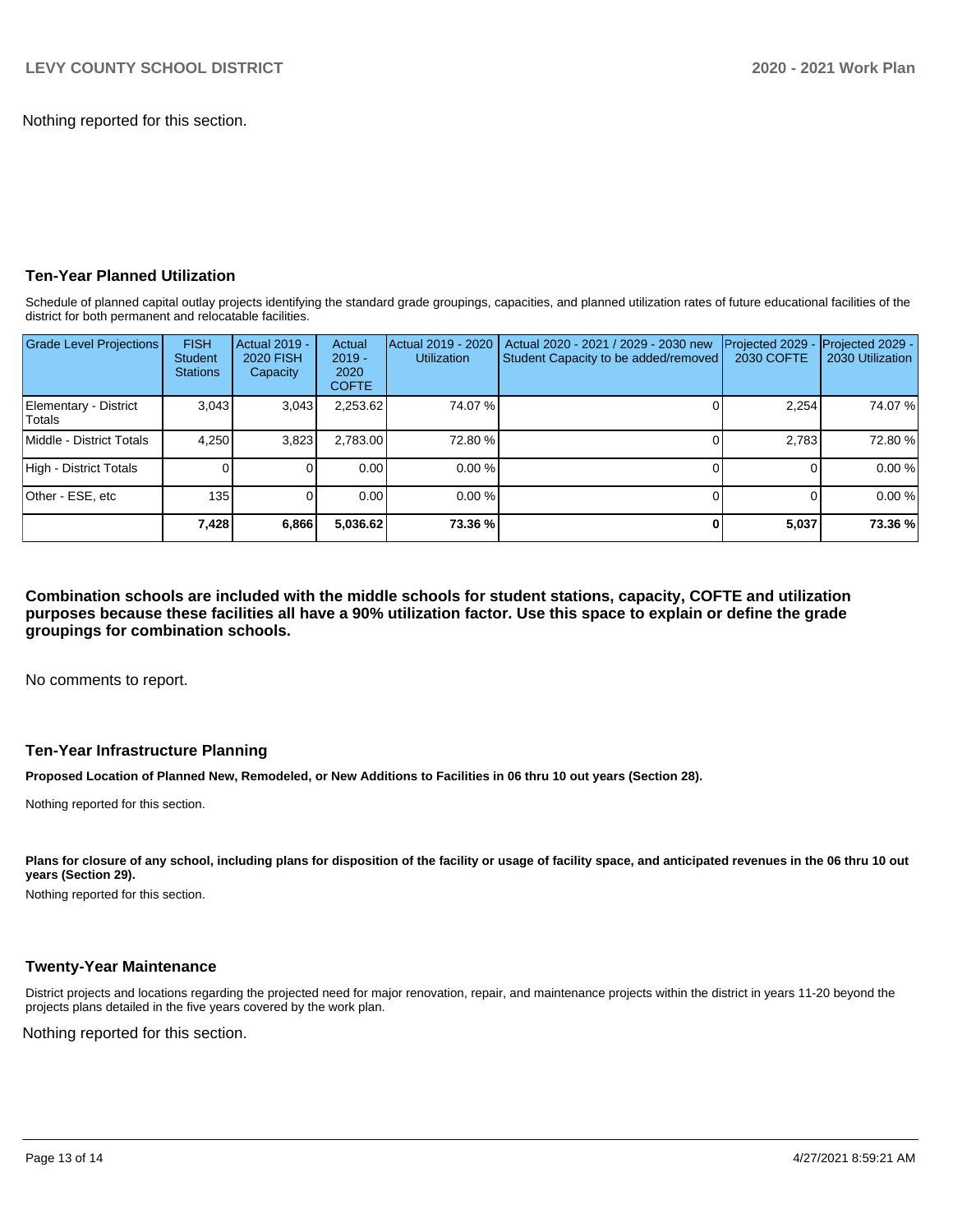Nothing reported for this section.

### Ten-Year Planned Utilization

Schedule of planned capital outlay projects identifying the standard grade groupings, capacities, and planned utilization rates of future educational facilities of the district for both permanent and relocatable facilities.

| Grade Level Projections | FISH Student Stations | Actual 2019 - 2020 FISH Capacity | Actual 2019 - 2020 COFTE | Actual 2019 - 2020 Utilization | Actual 2020 - 2021 / 2029 - 2030 new Student Capacity to be added/removed | Projected 2029 - 2030 COFTE | Projected 2029 - 2030 Utilization |
|---|---|---|---|---|---|---|---|
| Elementary - District Totals | 3,043 | 3,043 | 2,253.62 | 74.07 % | 0 | 2,254 | 74.07 % |
| Middle - District Totals | 4,250 | 3,823 | 2,783.00 | 72.80 % | 0 | 2,783 | 72.80 % |
| High - District Totals | 0 | 0 | 0.00 | 0.00 % | 0 | 0 | 0.00 % |
| Other - ESE, etc | 135 | 0 | 0.00 | 0.00 % | 0 | 0 | 0.00 % |
| | **7,428** | **6,866** | **5,036.62** | **73.36 %** | **0** | **5,037** | **73.36 %** |

**Combination schools are included with the middle schools for student stations, capacity, COFTE and utilization purposes because these facilities all have a 90% utilization factor. Use this space to explain or define the grade groupings for combination schools.**

No comments to report.

### Ten-Year Infrastructure Planning

**Proposed Location of Planned New, Remodeled, or New Additions to Facilities in 06 thru 10 out years (Section 28).**

Nothing reported for this section.

**Plans for closure of any school, including plans for disposition of the facility or usage of facility space, and anticipated revenues in the 06 thru 10 out years (Section 29).**

Nothing reported for this section.

### Twenty-Year Maintenance

District projects and locations regarding the projected need for major renovation, repair, and maintenance projects within the district in years 11-20 beyond the projects plans detailed in the five years covered by the work plan.

Nothing reported for this section.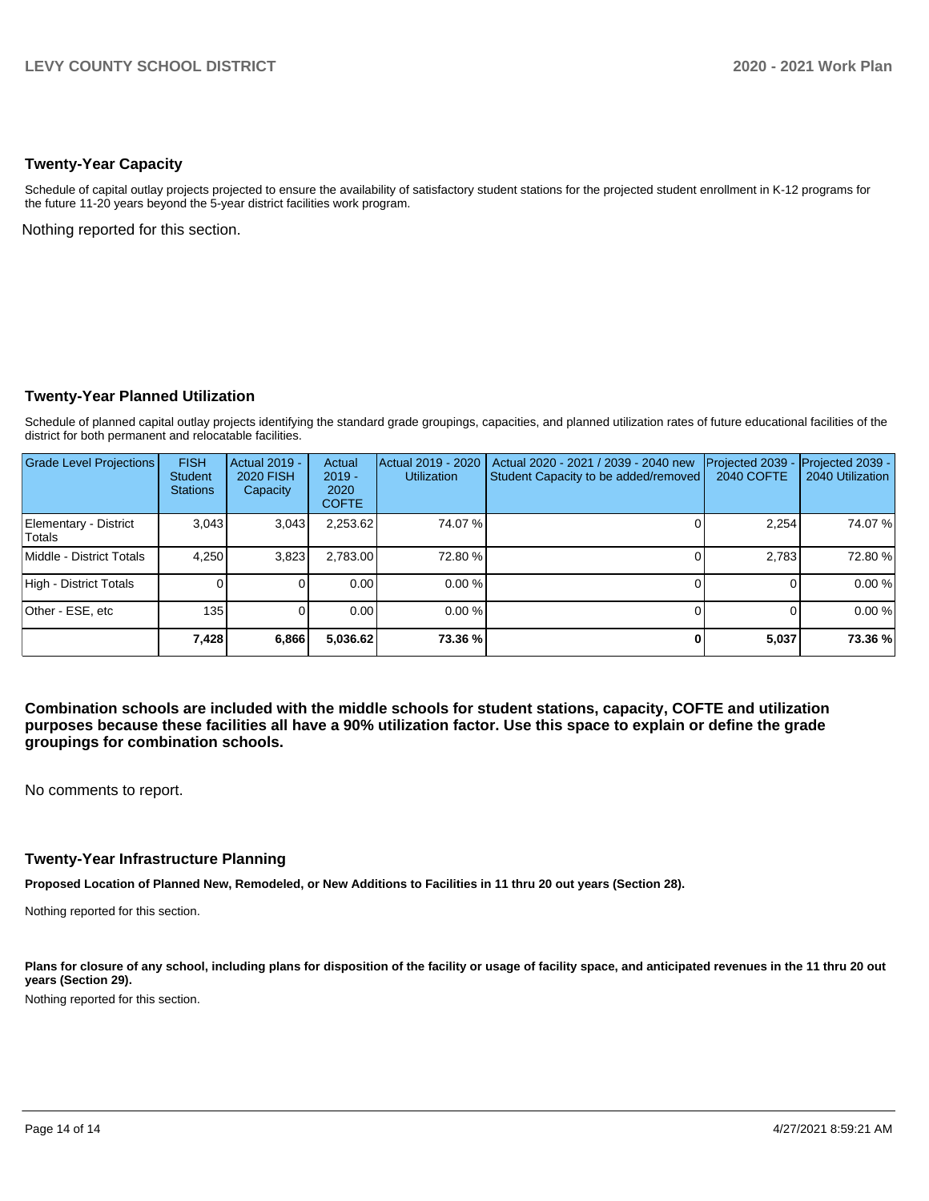## Twenty-Year Capacity

Schedule of capital outlay projects projected to ensure the availability of satisfactory student stations for the projected student enrollment in K-12 programs for the future 11-20 years beyond the 5-year district facilities work program.

Nothing reported for this section.

## Twenty-Year Planned Utilization

Schedule of planned capital outlay projects identifying the standard grade groupings, capacities, and planned utilization rates of future educational facilities of the district for both permanent and relocatable facilities.

| Grade Level Projections | FISH Student Stations | Actual 2019 - 2020 FISH Capacity | Actual 2019 - 2020 COFTE | Actual 2019 - 2020 Utilization | Actual 2020 - 2021 / 2039 - 2040 new Student Capacity to be added/removed | Projected 2039 - 2040 COFTE | Projected 2039 - 2040 Utilization |
|---|---|---|---|---|---|---|---|
| Elementary - District Totals | 3,043 | 3,043 | 2,253.62 | 74.07 % | 0 | 2,254 | 74.07 % |
| Middle - District Totals | 4,250 | 3,823 | 2,783.00 | 72.80 % | 0 | 2,783 | 72.80 % |
| High - District Totals | 0 | 0 | 0.00 | 0.00 % | 0 | 0 | 0.00 % |
| Other - ESE, etc | 135 | 0 | 0.00 | 0.00 % | 0 | 0 | 0.00 % |
| | **7,428** | **6,866** | **5,036.62** | **73.36 %** | **0** | **5,037** | **73.36 %** |

**Combination schools are included with the middle schools for student stations, capacity, COFTE and utilization purposes because these facilities all have a 90% utilization factor. Use this space to explain or define the grade groupings for combination schools.**

No comments to report.

## Twenty-Year Infrastructure Planning

**Proposed Location of Planned New, Remodeled, or New Additions to Facilities in 11 thru 20 out years (Section 28).**

Nothing reported for this section.

**Plans for closure of any school, including plans for disposition of the facility or usage of facility space, and anticipated revenues in the 11 thru 20 out years (Section 29).**

Nothing reported for this section.